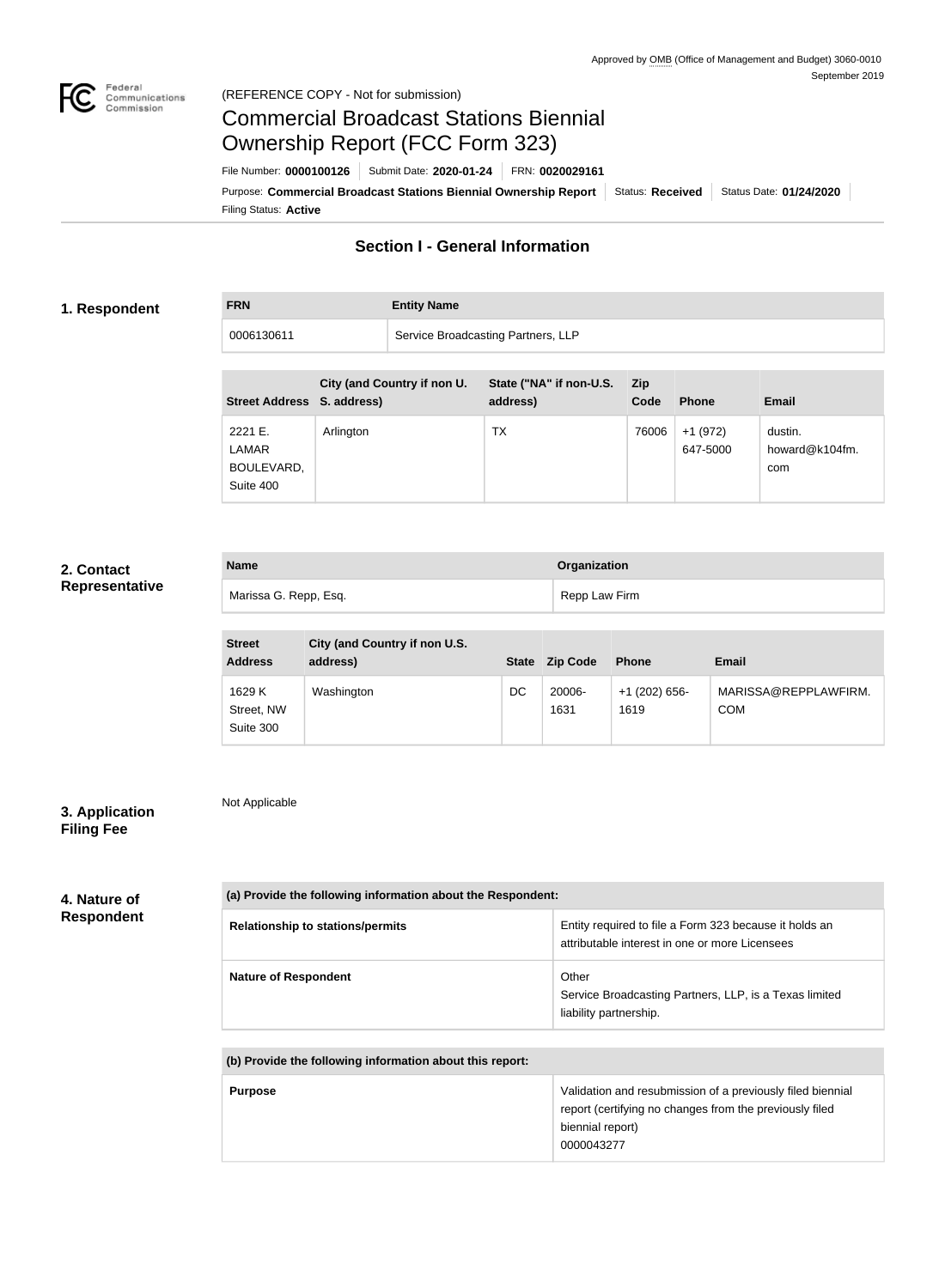Approved by OMB (Office of Management and Budget) 3060-0010
September 2019

(REFERENCE COPY - Not for submission)

# Commercial Broadcast Stations Biennial Ownership Report (FCC Form 323)

File Number: **0000100126** | Submit Date: **2020-01-24** | FRN: **0020029161**

Purpose: **Commercial Broadcast Stations Biennial Ownership Report** | Status: **Received** | Status Date: **01/24/2020**

Filing Status: **Active**

## Section I - General Information

### 1. Respondent

| FRN | Entity Name |
|---|---|
| 0006130611 | Service Broadcasting Partners, LLP |

| Street Address | City (and Country if non U.S. address) | State ("NA" if non-U.S. address) | Zip Code | Phone | Email |
|---|---|---|---|---|---|
| 2221 E. LAMAR BOULEVARD, Suite 400 | Arlington | TX | 76006 | +1 (972) 647-5000 | dustin.howard@k104fm.com |

### 2. Contact Representative

| Name | Organization |
|---|---|
| Marissa G. Repp, Esq. | Repp Law Firm |

| Street Address | City (and Country if non U.S. address) | State | Zip Code | Phone | Email |
|---|---|---|---|---|---|
| 1629 K Street, NW Suite 300 | Washington | DC | 20006-1631 | +1 (202) 656-1619 | MARISSA@REPPLAWFIRM.COM |

### 3. Application Filing Fee

Not Applicable

### 4. Nature of Respondent

| (a) Provide the following information about the Respondent: | |
|---|---|
| Relationship to stations/permits | Entity required to file a Form 323 because it holds an attributable interest in one or more Licensees |
| Nature of Respondent | Other<br>Service Broadcasting Partners, LLP, is a Texas limited liability partnership. |

| (b) Provide the following information about this report: | |
|---|---|
| Purpose | Validation and resubmission of a previously filed biennial report (certifying no changes from the previously filed biennial report)<br>0000043277 |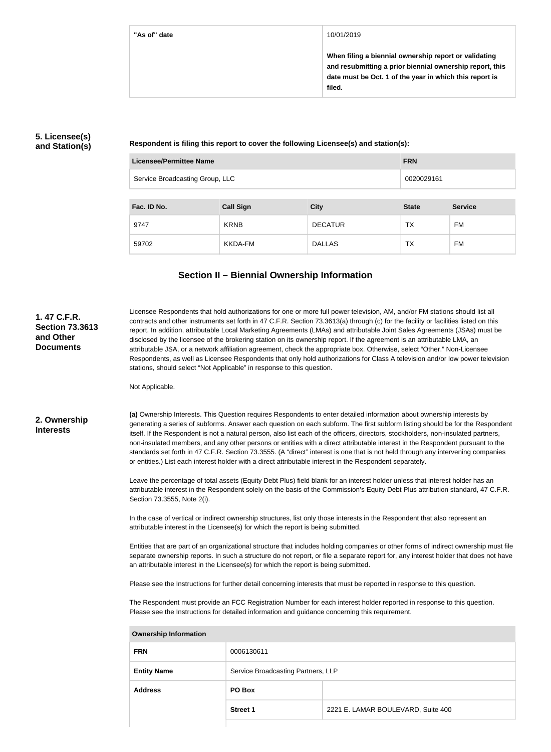| "As of" date | 10/01/2019<br><br>**When filing a biennial ownership report or validating and resubmitting a prior biennial ownership report, this date must be Oct. 1 of the year in which this report is filed.** |
| --- | --- |

### 5. Licensee(s) and Station(s)

**Respondent is filing this report to cover the following Licensee(s) and station(s):**

| Licensee/Permittee Name | FRN |
| --- | --- |
| Service Broadcasting Group, LLC | 0020029161 |

| Fac. ID No. | Call Sign | City | State | Service |
| --- | --- | --- | --- | --- |
| 9747 | KRNB | DECATUR | TX | FM |
| 59702 | KKDA-FM | DALLAS | TX | FM |

## Section II – Biennial Ownership Information

### 1. 47 C.F.R. Section 73.3613 and Other Documents

Licensee Respondents that hold authorizations for one or more full power television, AM, and/or FM stations should list all contracts and other instruments set forth in 47 C.F.R. Section 73.3613(a) through (c) for the facility or facilities listed on this report. In addition, attributable Local Marketing Agreements (LMAs) and attributable Joint Sales Agreements (JSAs) must be disclosed by the licensee of the brokering station on its ownership report. If the agreement is an attributable LMA, an attributable JSA, or a network affiliation agreement, check the appropriate box. Otherwise, select "Other." Non-Licensee Respondents, as well as Licensee Respondents that only hold authorizations for Class A television and/or low power television stations, should select "Not Applicable" in response to this question.

Not Applicable.

### 2. Ownership Interests

**(a)** Ownership Interests. This Question requires Respondents to enter detailed information about ownership interests by generating a series of subforms. Answer each question on each subform. The first subform listing should be for the Respondent itself. If the Respondent is not a natural person, also list each of the officers, directors, stockholders, non-insulated partners, non-insulated members, and any other persons or entities with a direct attributable interest in the Respondent pursuant to the standards set forth in 47 C.F.R. Section 73.3555. (A "direct" interest is one that is not held through any intervening companies or entities.) List each interest holder with a direct attributable interest in the Respondent separately.

Leave the percentage of total assets (Equity Debt Plus) field blank for an interest holder unless that interest holder has an attributable interest in the Respondent solely on the basis of the Commission's Equity Debt Plus attribution standard, 47 C.F.R. Section 73.3555, Note 2(i).

In the case of vertical or indirect ownership structures, list only those interests in the Respondent that also represent an attributable interest in the Licensee(s) for which the report is being submitted.

Entities that are part of an organizational structure that includes holding companies or other forms of indirect ownership must file separate ownership reports. In such a structure do not report, or file a separate report for, any interest holder that does not have an attributable interest in the Licensee(s) for which the report is being submitted.

Please see the Instructions for further detail concerning interests that must be reported in response to this question.

The Respondent must provide an FCC Registration Number for each interest holder reported in response to this question. Please see the Instructions for detailed information and guidance concerning this requirement.

| Ownership Information | | |
| --- | --- | --- |
| FRN | 0006130611 | |
| Entity Name | Service Broadcasting Partners, LLP | |
| Address | PO Box | |
| | Street 1 | 2221 E. LAMAR BOULEVARD, Suite 400 |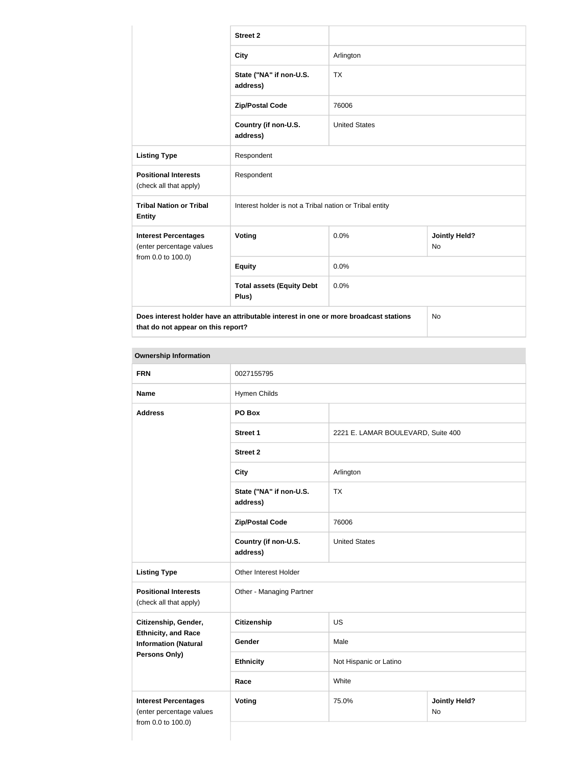| | | | |
|---|---|---|---|
| | **Street 2** | | |
| | **City** | Arlington | |
| | **State ("NA" if non-U.S. address)** | TX | |
| | **Zip/Postal Code** | 76006 | |
| | **Country (if non-U.S. address)** | United States | |
| **Listing Type** | Respondent | | |
| **Positional Interests** (check all that apply) | Respondent | | |
| **Tribal Nation or Tribal Entity** | Interest holder is not a Tribal nation or Tribal entity | | |
| **Interest Percentages** (enter percentage values from 0.0 to 100.0) | **Voting** | 0.0% | **Jointly Held?** No |
| | **Equity** | 0.0% | |
| | **Total assets (Equity Debt Plus)** | 0.0% | |
| **Does interest holder have an attributable interest in one or more broadcast stations that do not appear on this report?** | | | No |

**Ownership Information**

| | | | |
|---|---|---|---|
| **FRN** | 0027155795 | | |
| **Name** | Hymen Childs | | |
| **Address** | **PO Box** | | |
| | **Street 1** | 2221 E. LAMAR BOULEVARD, Suite 400 | |
| | **Street 2** | | |
| | **City** | Arlington | |
| | **State ("NA" if non-U.S. address)** | TX | |
| | **Zip/Postal Code** | 76006 | |
| | **Country (if non-U.S. address)** | United States | |
| **Listing Type** | Other Interest Holder | | |
| **Positional Interests** (check all that apply) | Other - Managing Partner | | |
| **Citizenship, Gender, Ethnicity, and Race Information (Natural Persons Only)** | **Citizenship** | US | |
| | **Gender** | Male | |
| | **Ethnicity** | Not Hispanic or Latino | |
| | **Race** | White | |
| **Interest Percentages** (enter percentage values from 0.0 to 100.0) | **Voting** | 75.0% | **Jointly Held?** No |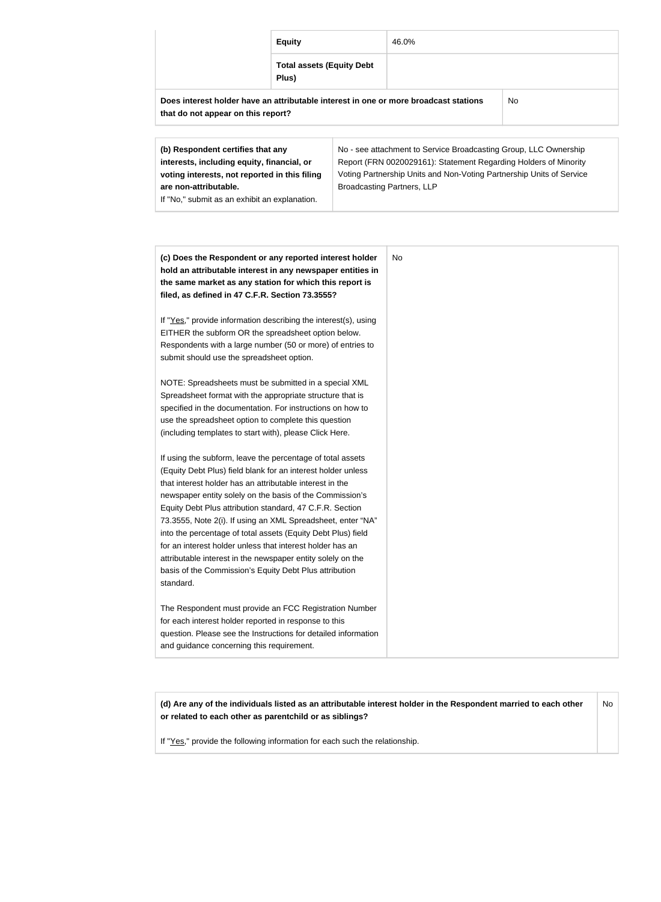| | | |
|---|---|---|
| | **Equity** | 46.0% |
| | **Total assets (Equity Debt Plus)** | |

| | |
|---|---|
| **Does interest holder have an attributable interest in one or more broadcast stations that do not appear on this report?** | No |

| | |
|---|---|
| **(b) Respondent certifies that any interests, including equity, financial, or voting interests, not reported in this filing are non-attributable.**<br>If "No," submit as an exhibit an explanation. | No - see attachment to Service Broadcasting Group, LLC Ownership Report (FRN 0020029161): Statement Regarding Holders of Minority Voting Partnership Units and Non-Voting Partnership Units of Service Broadcasting Partners, LLP |

| | |
|---|---|
| **(c) Does the Respondent or any reported interest holder hold an attributable interest in any newspaper entities in the same market as any station for which this report is filed, as defined in 47 C.F.R. Section 73.3555?**<br><br>If "Yes," provide information describing the interest(s), using EITHER the subform OR the spreadsheet option below. Respondents with a large number (50 or more) of entries to submit should use the spreadsheet option.<br><br>NOTE: Spreadsheets must be submitted in a special XML Spreadsheet format with the appropriate structure that is specified in the documentation. For instructions on how to use the spreadsheet option to complete this question (including templates to start with), please Click Here.<br><br>If using the subform, leave the percentage of total assets (Equity Debt Plus) field blank for an interest holder unless that interest holder has an attributable interest in the newspaper entity solely on the basis of the Commission's Equity Debt Plus attribution standard, 47 C.F.R. Section 73.3555, Note 2(i). If using an XML Spreadsheet, enter "NA" into the percentage of total assets (Equity Debt Plus) field for an interest holder unless that interest holder has an attributable interest in the newspaper entity solely on the basis of the Commission's Equity Debt Plus attribution standard.<br><br>The Respondent must provide an FCC Registration Number for each interest holder reported in response to this question. Please see the Instructions for detailed information and guidance concerning this requirement. | No |

| | |
|---|---|
| **(d) Are any of the individuals listed as an attributable interest holder in the Respondent married to each other or related to each other as parentchild or as siblings?**<br><br>If "Yes," provide the following information for each such the relationship. | No |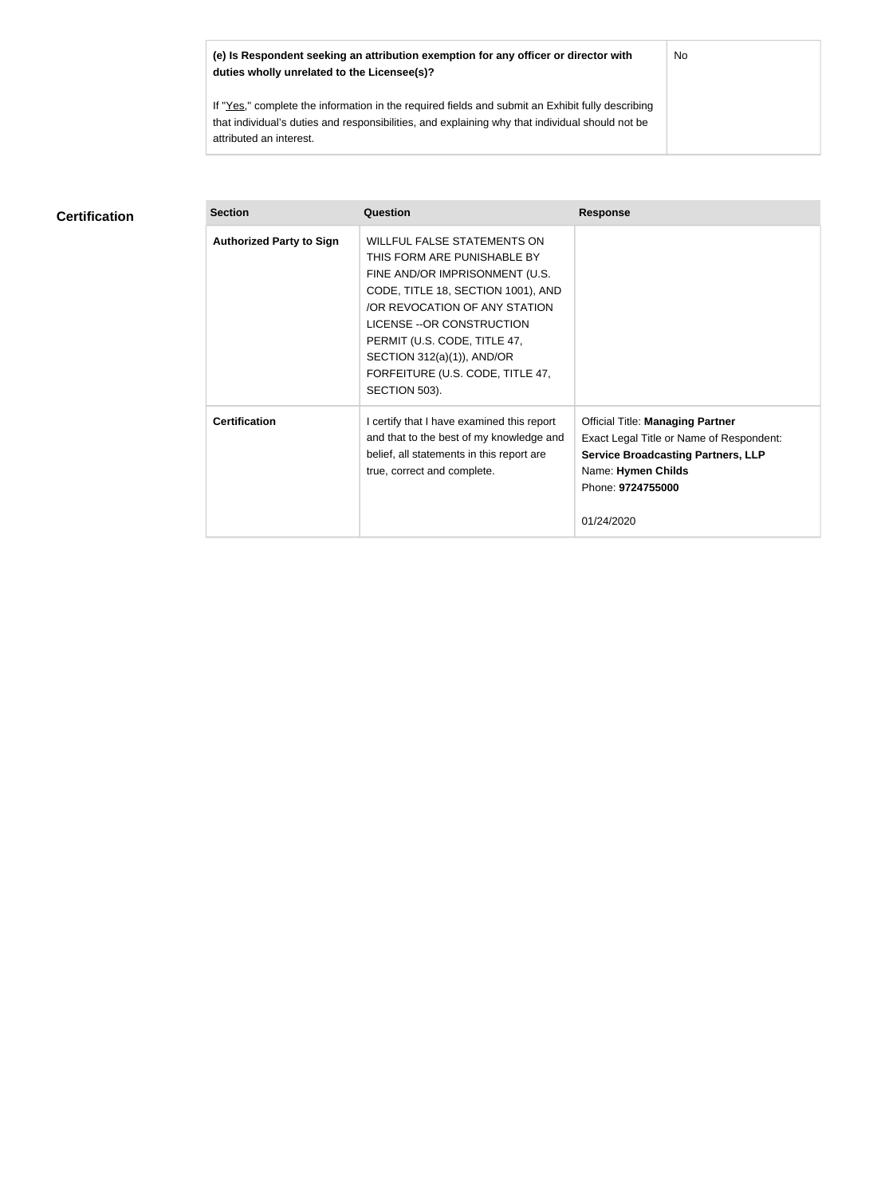| | |
|---|---|
| **(e) Is Respondent seeking an attribution exemption for any officer or director with duties wholly unrelated to the Licensee(s)?**<br><br>If "Yes," complete the information in the required fields and submit an Exhibit fully describing that individual's duties and responsibilities, and explaining why that individual should not be attributed an interest. | No |

## Certification

| Section | Question | Response |
|---|---|---|
| **Authorized Party to Sign** | WILLFUL FALSE STATEMENTS ON THIS FORM ARE PUNISHABLE BY FINE AND/OR IMPRISONMENT (U.S. CODE, TITLE 18, SECTION 1001), AND /OR REVOCATION OF ANY STATION LICENSE --OR CONSTRUCTION PERMIT (U.S. CODE, TITLE 47, SECTION 312(a)(1)), AND/OR FORFEITURE (U.S. CODE, TITLE 47, SECTION 503). | |
| **Certification** | I certify that I have examined this report and that to the best of my knowledge and belief, all statements in this report are true, correct and complete. | Official Title: **Managing Partner**<br>Exact Legal Title or Name of Respondent: **Service Broadcasting Partners, LLP**<br>Name: **Hymen Childs**<br>Phone: **9724755000**<br><br>01/24/2020 |